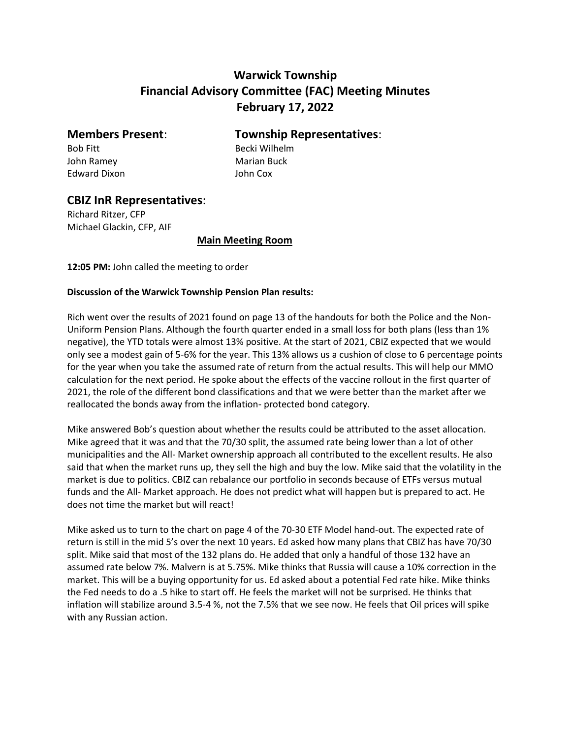# Warwick Township
# Financial Advisory Committee (FAC) Meeting Minutes
# February 17, 2022

## Members Present:

Bob Fitt
John Ramey
Edward Dixon

## Township Representatives:

Becki Wilhelm
Marian Buck
John Cox

## CBIZ InR Representatives:

Richard Ritzer, CFP
Michael Glackin, CFP, AIF

**Main Meeting Room**

**12:05 PM:** John called the meeting to order

**Discussion of the Warwick Township Pension Plan results:**

Rich went over the results of 2021 found on page 13 of the handouts for both the Police and the Non-Uniform Pension Plans. Although the fourth quarter ended in a small loss for both plans (less than 1% negative), the YTD totals were almost 13% positive. At the start of 2021, CBIZ expected that we would only see a modest gain of 5-6% for the year. This 13% allows us a cushion of close to 6 percentage points for the year when you take the assumed rate of return from the actual results. This will help our MMO calculation for the next period. He spoke about the effects of the vaccine rollout in the first quarter of 2021, the role of the different bond classifications and that we were better than the market after we reallocated the bonds away from the inflation- protected bond category.

Mike answered Bob's question about whether the results could be attributed to the asset allocation. Mike agreed that it was and that the 70/30 split, the assumed rate being lower than a lot of other municipalities and the All- Market ownership approach all contributed to the excellent results. He also said that when the market runs up, they sell the high and buy the low. Mike said that the volatility in the market is due to politics. CBIZ can rebalance our portfolio in seconds because of ETFs versus mutual funds and the All- Market approach. He does not predict what will happen but is prepared to act. He does not time the market but will react!

Mike asked us to turn to the chart on page 4 of the 70-30 ETF Model hand-out. The expected rate of return is still in the mid 5's over the next 10 years. Ed asked how many plans that CBIZ has have 70/30 split. Mike said that most of the 132 plans do. He added that only a handful of those 132 have an assumed rate below 7%. Malvern is at 5.75%. Mike thinks that Russia will cause a 10% correction in the market. This will be a buying opportunity for us. Ed asked about a potential Fed rate hike. Mike thinks the Fed needs to do a .5 hike to start off. He feels the market will not be surprised. He thinks that inflation will stabilize around 3.5-4 %, not the 7.5% that we see now. He feels that Oil prices will spike with any Russian action.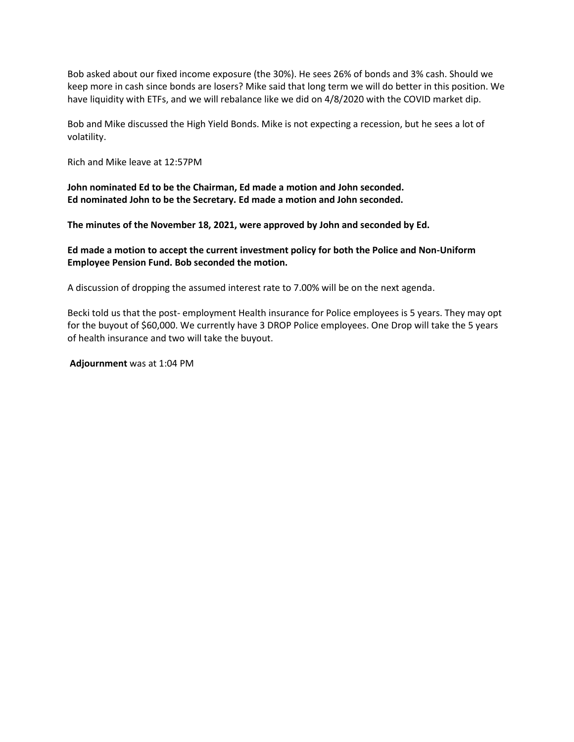Bob asked about our fixed income exposure (the 30%). He sees 26% of bonds and 3% cash. Should we keep more in cash since bonds are losers? Mike said that long term we will do better in this position. We have liquidity with ETFs, and we will rebalance like we did on 4/8/2020 with the COVID market dip.

Bob and Mike discussed the High Yield Bonds. Mike is not expecting a recession, but he sees a lot of volatility.

Rich and Mike leave at 12:57PM

**John nominated Ed to be the Chairman, Ed made a motion and John seconded.**
**Ed nominated John to be the Secretary. Ed made a motion and John seconded.**

**The minutes of the November 18, 2021, were approved by John and seconded by Ed.**

**Ed made a motion to accept the current investment policy for both the Police and Non-Uniform Employee Pension Fund. Bob seconded the motion.**

A discussion of dropping the assumed interest rate to 7.00% will be on the next agenda.

Becki told us that the post- employment Health insurance for Police employees is 5 years. They may opt for the buyout of $60,000. We currently have 3 DROP Police employees. One Drop will take the 5 years of health insurance and two will take the buyout.

**Adjournment** was at 1:04 PM